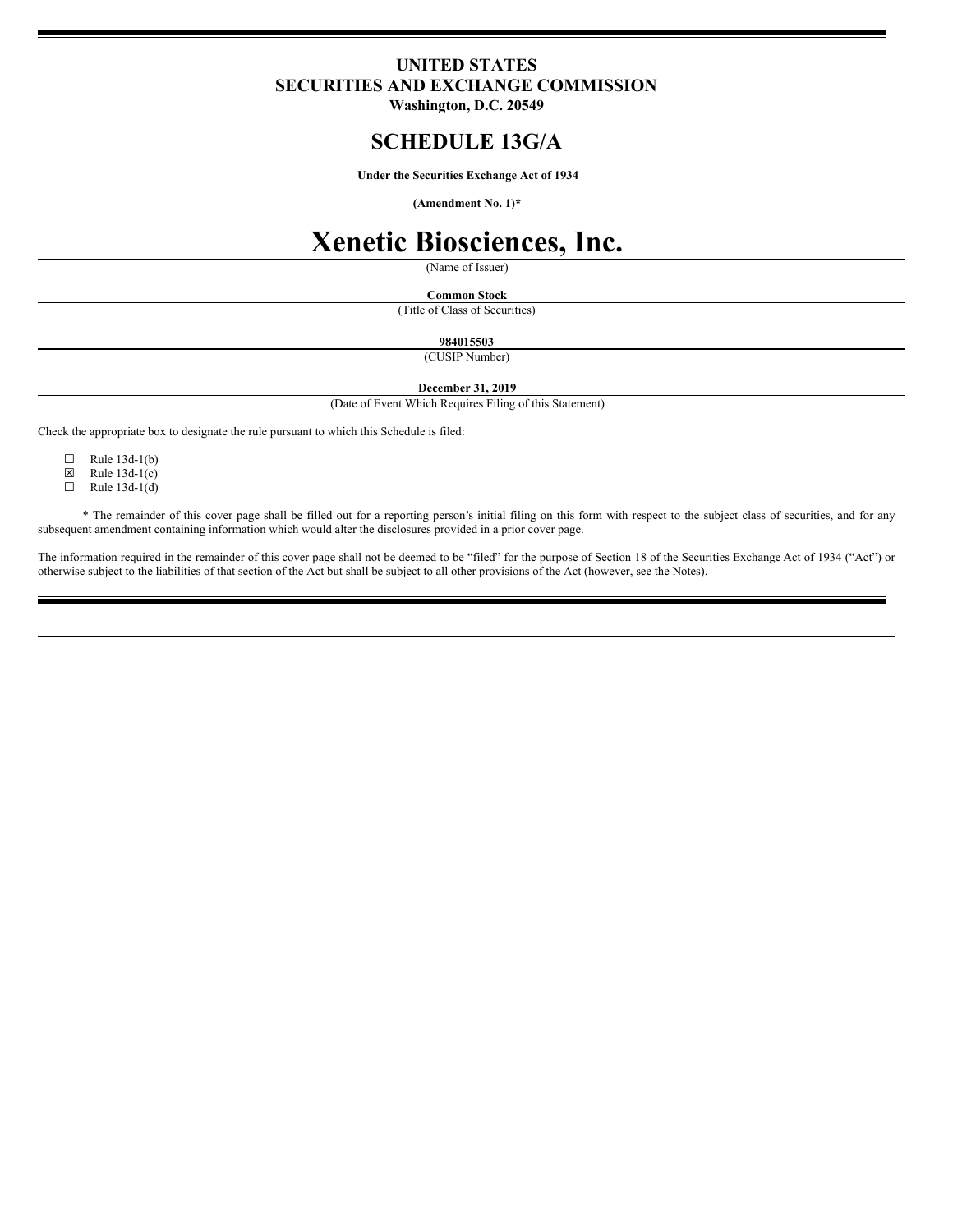# UNITED STATES
# SECURITIES AND EXCHANGE COMMISSION
**Washington, D.C. 20549**

## SCHEDULE 13G/A

**Under the Securities Exchange Act of 1934**

**(Amendment No. 1)***

# Xenetic Biosciences, Inc.

(Name of Issuer)

**Common Stock**

(Title of Class of Securities)

**984015503**

(CUSIP Number)

**December 31, 2019**

(Date of Event Which Requires Filing of this Statement)

Check the appropriate box to designate the rule pursuant to which this Schedule is filed:

☐ Rule 13d-1(b)
☒ Rule 13d-1(c)
☐ Rule 13d-1(d)

* The remainder of this cover page shall be filled out for a reporting person's initial filing on this form with respect to the subject class of securities, and for any subsequent amendment containing information which would alter the disclosures provided in a prior cover page.

The information required in the remainder of this cover page shall not be deemed to be "filed" for the purpose of Section 18 of the Securities Exchange Act of 1934 ("Act") or otherwise subject to the liabilities of that section of the Act but shall be subject to all other provisions of the Act (however, see the Notes).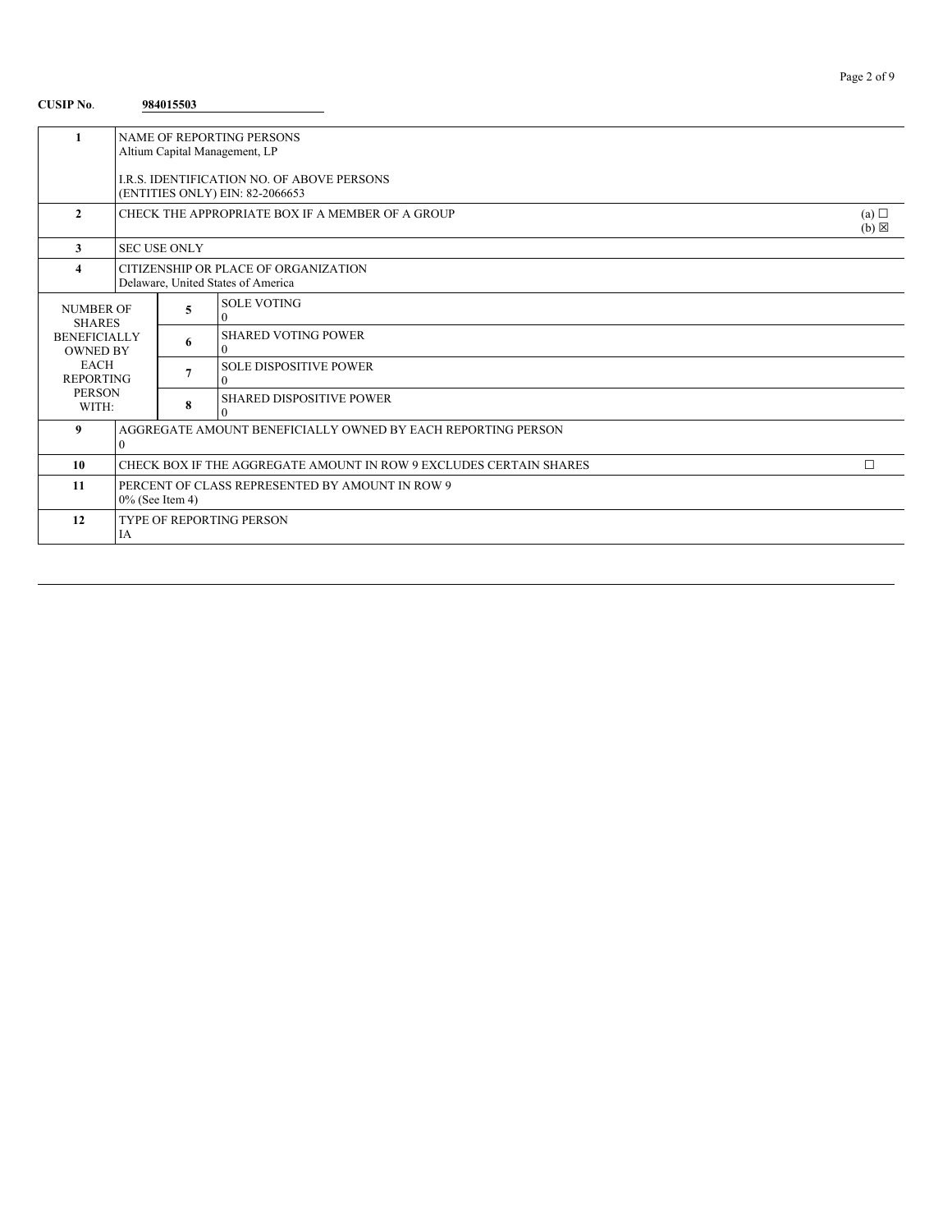**CUSIP No.** **984015503**

| | | | | |
|---|---|---|---|---|
| **1** | NAME OF REPORTING PERSONS<br>Altium Capital Management, LP<br><br>I.R.S. IDENTIFICATION NO. OF ABOVE PERSONS<br>(ENTITIES ONLY) EIN: 82-2066653 | | | |
| **2** | CHECK THE APPROPRIATE BOX IF A MEMBER OF A GROUP | | | (a) ☐<br>(b) ☒ |
| **3** | SEC USE ONLY | | | |
| **4** | CITIZENSHIP OR PLACE OF ORGANIZATION<br>Delaware, United States of America | | | |
| NUMBER OF SHARES BENEFICIALLY OWNED BY EACH REPORTING PERSON WITH: | **5** | SOLE VOTING<br>0 | | |
| | **6** | SHARED VOTING POWER<br>0 | | |
| | **7** | SOLE DISPOSITIVE POWER<br>0 | | |
| | **8** | SHARED DISPOSITIVE POWER<br>0 | | |
| **9** | AGGREGATE AMOUNT BENEFICIALLY OWNED BY EACH REPORTING PERSON<br>0 | | | |
| **10** | CHECK BOX IF THE AGGREGATE AMOUNT IN ROW 9 EXCLUDES CERTAIN SHARES | | | ☐ |
| **11** | PERCENT OF CLASS REPRESENTED BY AMOUNT IN ROW 9<br>0% (See Item 4) | | | |
| **12** | TYPE OF REPORTING PERSON<br>IA | | | |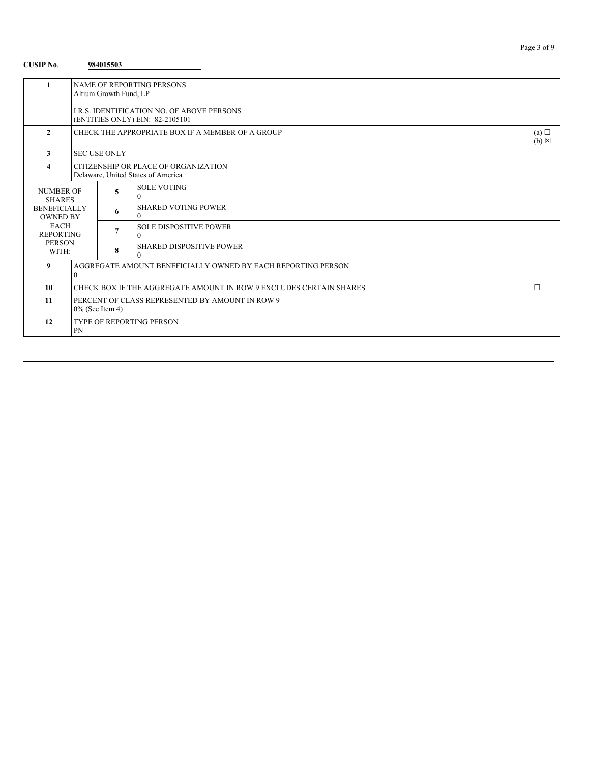**CUSIP No.** **984015503**

| | | | |
|---|---|---|---|
| **1** | NAME OF REPORTING PERSONS<br>Altium Growth Fund, LP<br><br>I.R.S. IDENTIFICATION NO. OF ABOVE PERSONS<br>(ENTITIES ONLY) EIN: 82-2105101 | | |
| **2** | CHECK THE APPROPRIATE BOX IF A MEMBER OF A GROUP | | (a) ☐<br>(b) ☒ |
| **3** | SEC USE ONLY | | |
| **4** | CITIZENSHIP OR PLACE OF ORGANIZATION<br>Delaware, United States of America | | |
| NUMBER OF SHARES BENEFICIALLY OWNED BY EACH REPORTING PERSON WITH: | **5** | SOLE VOTING<br>0 | |
| | **6** | SHARED VOTING POWER<br>0 | |
| | **7** | SOLE DISPOSITIVE POWER<br>0 | |
| | **8** | SHARED DISPOSITIVE POWER<br>0 | |
| **9** | AGGREGATE AMOUNT BENEFICIALLY OWNED BY EACH REPORTING PERSON<br>0 | | |
| **10** | CHECK BOX IF THE AGGREGATE AMOUNT IN ROW 9 EXCLUDES CERTAIN SHARES | | ☐ |
| **11** | PERCENT OF CLASS REPRESENTED BY AMOUNT IN ROW 9<br>0% (See Item 4) | | |
| **12** | TYPE OF REPORTING PERSON<br>PN | | |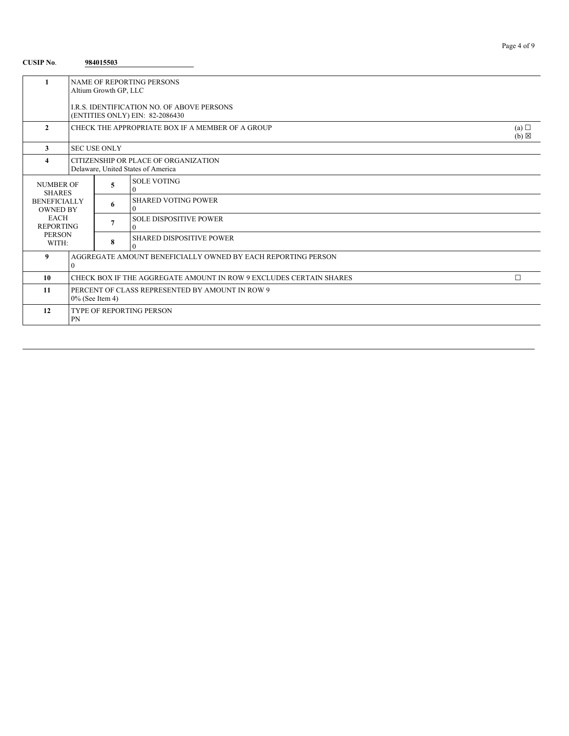**CUSIP No.** **984015503**

| | | | |
|---|---|---|---|
| 1 | NAME OF REPORTING PERSONS<br>Altium Growth GP, LLC<br><br>I.R.S. IDENTIFICATION NO. OF ABOVE PERSONS<br>(ENTITIES ONLY) EIN: 82-2086430 | | |
| 2 | CHECK THE APPROPRIATE BOX IF A MEMBER OF A GROUP | | (a) ☐<br>(b) ☒ |
| 3 | SEC USE ONLY | | |
| 4 | CITIZENSHIP OR PLACE OF ORGANIZATION<br>Delaware, United States of America | | |
| NUMBER OF SHARES BENEFICIALLY OWNED BY EACH REPORTING PERSON WITH: | 5 | SOLE VOTING<br>0 | |
| | 6 | SHARED VOTING POWER<br>0 | |
| | 7 | SOLE DISPOSITIVE POWER<br>0 | |
| | 8 | SHARED DISPOSITIVE POWER<br>0 | |
| 9 | AGGREGATE AMOUNT BENEFICIALLY OWNED BY EACH REPORTING PERSON<br>0 | | |
| 10 | CHECK BOX IF THE AGGREGATE AMOUNT IN ROW 9 EXCLUDES CERTAIN SHARES | | ☐ |
| 11 | PERCENT OF CLASS REPRESENTED BY AMOUNT IN ROW 9<br>0% (See Item 4) | | |
| 12 | TYPE OF REPORTING PERSON<br>PN | | |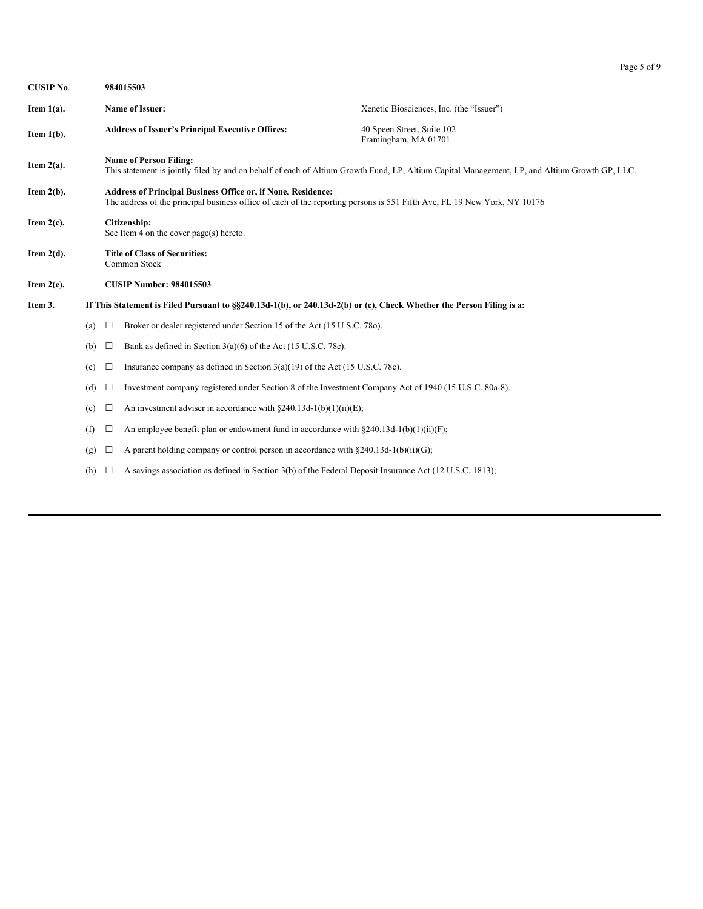**CUSIP No.** **984015503**

| | | |
|---|---|---|
| **Item 1(a).** | **Name of Issuer:** | Xenetic Biosciences, Inc. (the "Issuer") |
| **Item 1(b).** | **Address of Issuer's Principal Executive Offices:** | 40 Speen Street, Suite 102<br>Framingham, MA 01701 |

**Item 2(a).** **Name of Person Filing:**
This statement is jointly filed by and on behalf of each of Altium Growth Fund, LP, Altium Capital Management, LP, and Altium Growth GP, LLC.

**Item 2(b).** **Address of Principal Business Office or, if None, Residence:**
The address of the principal business office of each of the reporting persons is 551 Fifth Ave, FL 19 New York, NY 10176

**Item 2(c).** **Citizenship:**
See Item 4 on the cover page(s) hereto.

**Item 2(d).** **Title of Class of Securities:**
Common Stock

**Item 2(e).** **CUSIP Number: 984015503**

**Item 3.** **If This Statement is Filed Pursuant to §§240.13d-1(b), or 240.13d-2(b) or (c), Check Whether the Person Filing is a:**

(a) ☐ Broker or dealer registered under Section 15 of the Act (15 U.S.C. 78o).

(b) ☐ Bank as defined in Section 3(a)(6) of the Act (15 U.S.C. 78c).

(c) ☐ Insurance company as defined in Section 3(a)(19) of the Act (15 U.S.C. 78c).

(d) ☐ Investment company registered under Section 8 of the Investment Company Act of 1940 (15 U.S.C. 80a-8).

(e) ☐ An investment adviser in accordance with §240.13d-1(b)(1)(ii)(E);

(f) ☐ An employee benefit plan or endowment fund in accordance with §240.13d-1(b)(1)(ii)(F);

(g) ☐ A parent holding company or control person in accordance with §240.13d-1(b)(ii)(G);

(h) ☐ A savings association as defined in Section 3(b) of the Federal Deposit Insurance Act (12 U.S.C. 1813);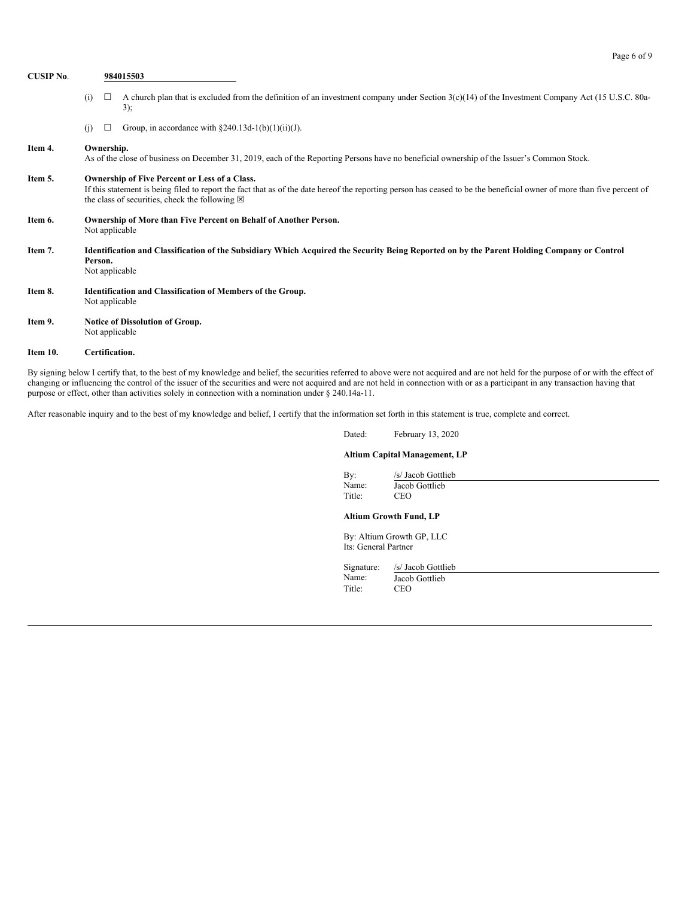**CUSIP No.** **984015503**

(i) ☐ A church plan that is excluded from the definition of an investment company under Section 3(c)(14) of the Investment Company Act (15 U.S.C. 80a-3);

(j) ☐ Group, in accordance with §240.13d-1(b)(1)(ii)(J).

**Item 4. Ownership.**

As of the close of business on December 31, 2019, each of the Reporting Persons have no beneficial ownership of the Issuer's Common Stock.

**Item 5. Ownership of Five Percent or Less of a Class.**

If this statement is being filed to report the fact that as of the date hereof the reporting person has ceased to be the beneficial owner of more than five percent of the class of securities, check the following ☒

**Item 6. Ownership of More than Five Percent on Behalf of Another Person.**

Not applicable

**Item 7. Identification and Classification of the Subsidiary Which Acquired the Security Being Reported on by the Parent Holding Company or Control Person.**

Not applicable

**Item 8. Identification and Classification of Members of the Group.**

Not applicable

**Item 9. Notice of Dissolution of Group.**

Not applicable

**Item 10. Certification.**

By signing below I certify that, to the best of my knowledge and belief, the securities referred to above were not acquired and are not held for the purpose of or with the effect of changing or influencing the control of the issuer of the securities and were not acquired and are not held in connection with or as a participant in any transaction having that purpose or effect, other than activities solely in connection with a nomination under § 240.14a-11.

After reasonable inquiry and to the best of my knowledge and belief, I certify that the information set forth in this statement is true, complete and correct.

Dated: February 13, 2020

**Altium Capital Management, LP**

By: /s/ Jacob Gottlieb
Name: Jacob Gottlieb
Title: CEO

**Altium Growth Fund, LP**

By: Altium Growth GP, LLC
Its: General Partner

Signature: /s/ Jacob Gottlieb
Name: Jacob Gottlieb
Title: CEO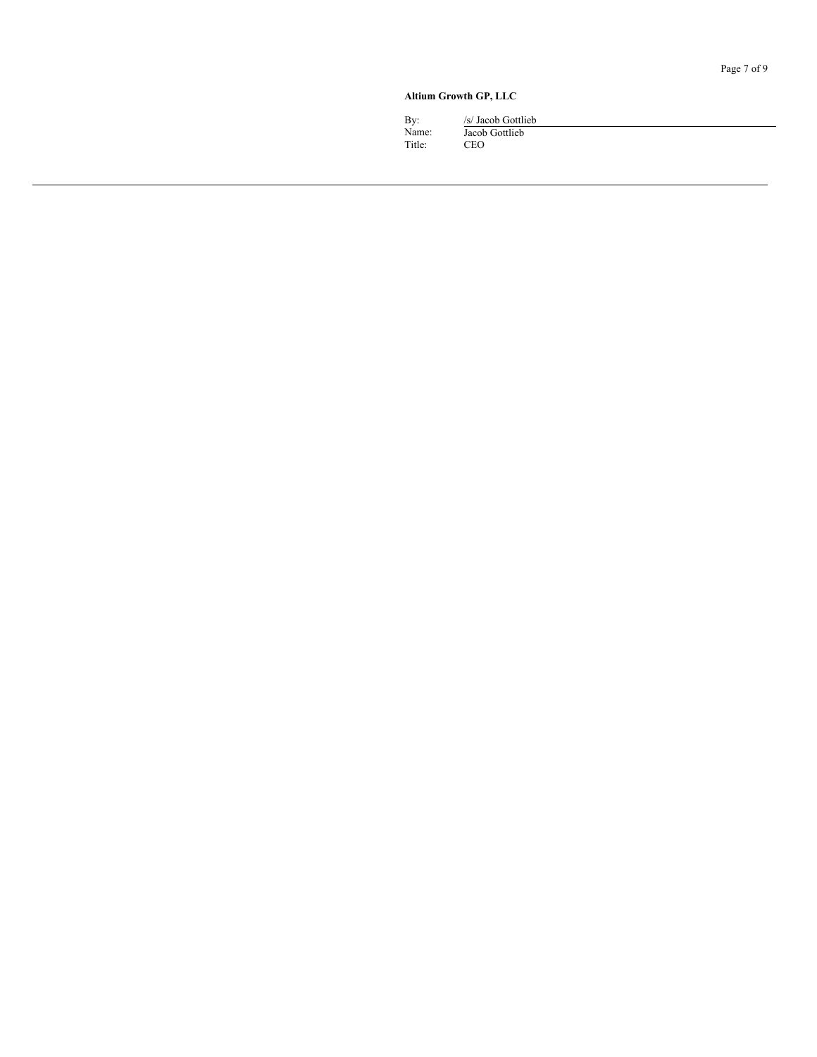**Altium Growth GP, LLC**

By: /s/ Jacob Gottlieb
Name: Jacob Gottlieb
Title: CEO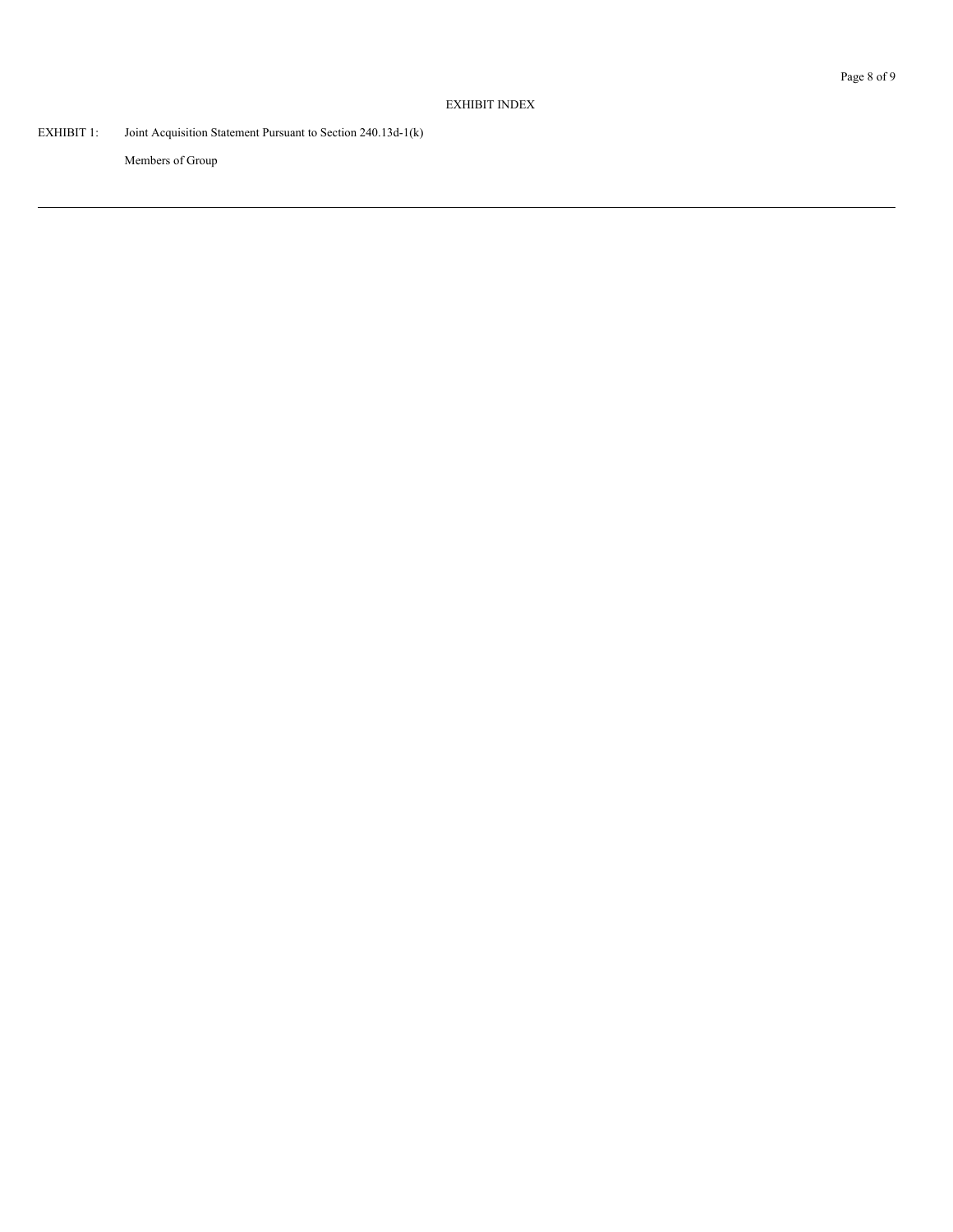# EXHIBIT INDEX

EXHIBIT 1: Joint Acquisition Statement Pursuant to Section 240.13d-1(k)

Members of Group

---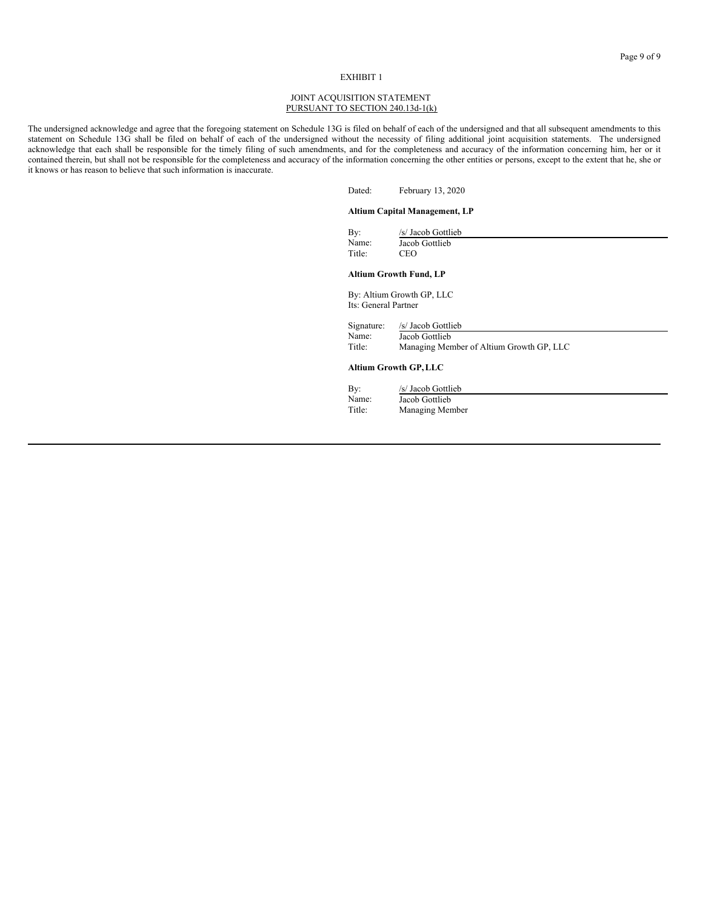EXHIBIT 1

JOINT ACQUISITION STATEMENT
PURSUANT TO SECTION 240.13d-1(k)

The undersigned acknowledge and agree that the foregoing statement on Schedule 13G is filed on behalf of each of the undersigned and that all subsequent amendments to this statement on Schedule 13G shall be filed on behalf of each of the undersigned without the necessity of filing additional joint acquisition statements. The undersigned acknowledge that each shall be responsible for the timely filing of such amendments, and for the completeness and accuracy of the information concerning him, her or it contained therein, but shall not be responsible for the completeness and accuracy of the information concerning the other entities or persons, except to the extent that he, she or it knows or has reason to believe that such information is inaccurate.

Dated: February 13, 2020

**Altium Capital Management, LP**

By: /s/ Jacob Gottlieb
Name: Jacob Gottlieb
Title: CEO

**Altium Growth Fund, LP**

By: Altium Growth GP, LLC
Its: General Partner

Signature: /s/ Jacob Gottlieb
Name: Jacob Gottlieb
Title: Managing Member of Altium Growth GP, LLC

**Altium Growth GP, LLC**

By: /s/ Jacob Gottlieb
Name: Jacob Gottlieb
Title: Managing Member